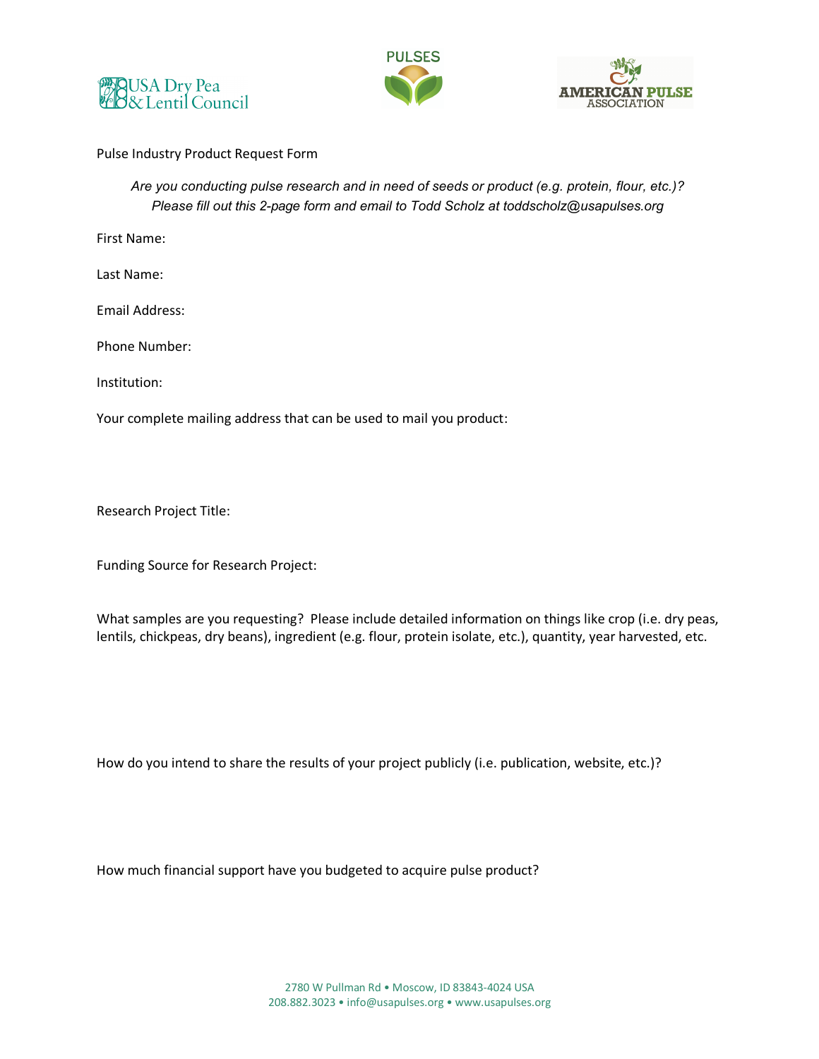USA Dry Pea & Lentil Council

PULSES

AMERICAN PULSE ASSOCIATION

Pulse Industry Product Request Form

*Are you conducting pulse research and in need of seeds or product (e.g. protein, flour, etc.)? Please fill out this 2-page form and email to Todd Scholz at toddscholz@usapulses.org*

First Name:

Last Name:

Email Address:

Phone Number:

Institution:

Your complete mailing address that can be used to mail you product:

Research Project Title:

Funding Source for Research Project:

What samples are you requesting? Please include detailed information on things like crop (i.e. dry peas, lentils, chickpeas, dry beans), ingredient (e.g. flour, protein isolate, etc.), quantity, year harvested, etc.

How do you intend to share the results of your project publicly (i.e. publication, website, etc.)?

How much financial support have you budgeted to acquire pulse product?

2780 W Pullman Rd • Moscow, ID 83843-4024 USA
208.882.3023 • info@usapulses.org • www.usapulses.org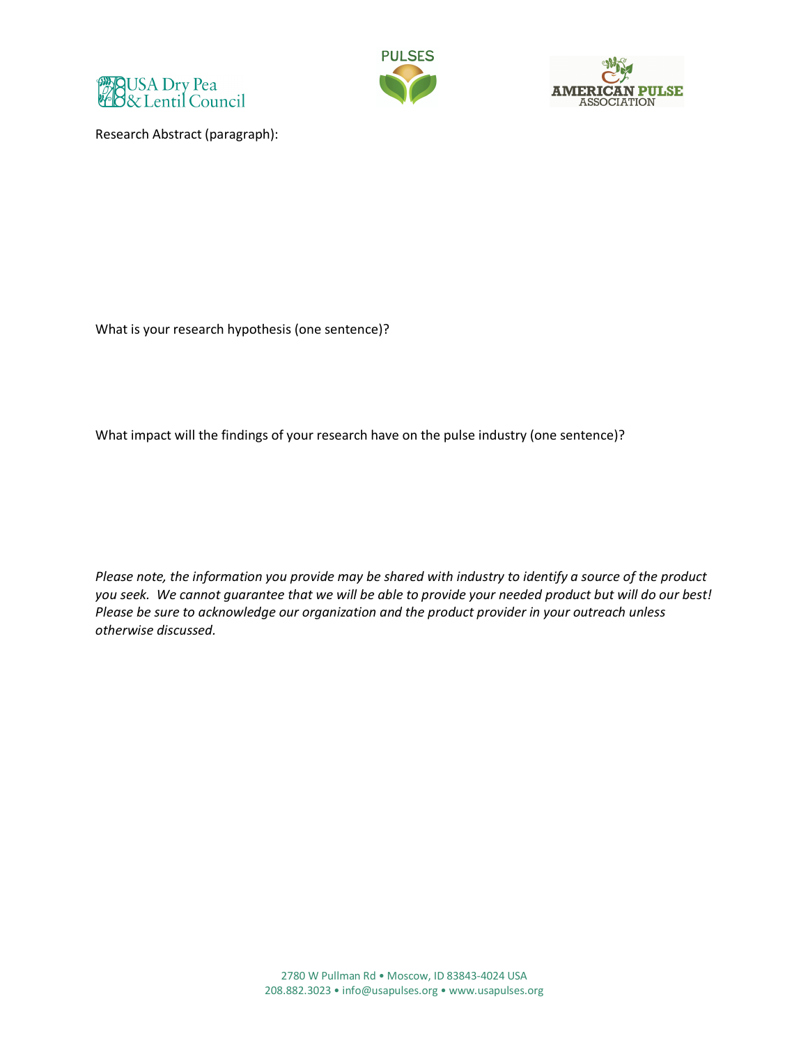Research Abstract (paragraph):

What is your research hypothesis (one sentence)?

What impact will the findings of your research have on the pulse industry (one sentence)?

*Please note, the information you provide may be shared with industry to identify a source of the product you seek. We cannot guarantee that we will be able to provide your needed product but will do our best! Please be sure to acknowledge our organization and the product provider in your outreach unless otherwise discussed.*